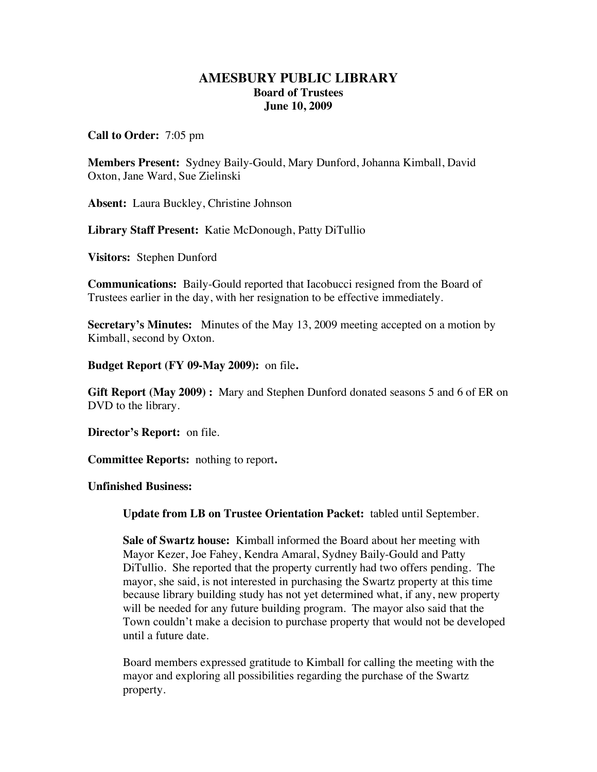# AMESBURY PUBLIC LIBRARY
## Board of Trustees
### June 10, 2009

**Call to Order:** 7:05 pm

**Members Present:** Sydney Baily-Gould, Mary Dunford, Johanna Kimball, David Oxton, Jane Ward, Sue Zielinski

**Absent:** Laura Buckley, Christine Johnson

**Library Staff Present:** Katie McDonough, Patty DiTullio

**Visitors:** Stephen Dunford

**Communications:** Baily-Gould reported that Iacobucci resigned from the Board of Trustees earlier in the day, with her resignation to be effective immediately.

**Secretary's Minutes:** Minutes of the May 13, 2009 meeting accepted on a motion by Kimball, second by Oxton.

**Budget Report (FY 09-May 2009):** on file**.**

**Gift Report (May 2009) :** Mary and Stephen Dunford donated seasons 5 and 6 of ER on DVD to the library.

**Director's Report:** on file.

**Committee Reports:** nothing to report**.**

**Unfinished Business:**

> **Update from LB on Trustee Orientation Packet:** tabled until September.
>
> **Sale of Swartz house:** Kimball informed the Board about her meeting with Mayor Kezer, Joe Fahey, Kendra Amaral, Sydney Baily-Gould and Patty DiTullio. She reported that the property currently had two offers pending. The mayor, she said, is not interested in purchasing the Swartz property at this time because library building study has not yet determined what, if any, new property will be needed for any future building program. The mayor also said that the Town couldn't make a decision to purchase property that would not be developed until a future date.
>
> Board members expressed gratitude to Kimball for calling the meeting with the mayor and exploring all possibilities regarding the purchase of the Swartz property.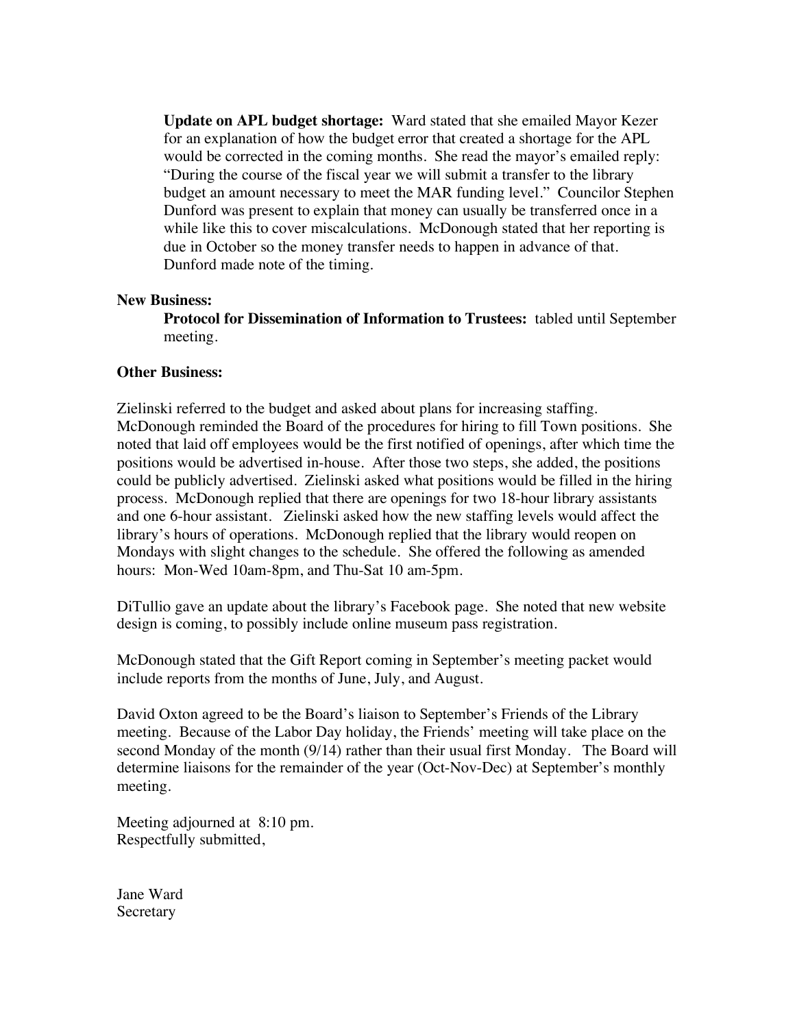**Update on APL budget shortage:** Ward stated that she emailed Mayor Kezer for an explanation of how the budget error that created a shortage for the APL would be corrected in the coming months. She read the mayor's emailed reply: "During the course of the fiscal year we will submit a transfer to the library budget an amount necessary to meet the MAR funding level." Councilor Stephen Dunford was present to explain that money can usually be transferred once in a while like this to cover miscalculations. McDonough stated that her reporting is due in October so the money transfer needs to happen in advance of that. Dunford made note of the timing.

**New Business:**

**Protocol for Dissemination of Information to Trustees:** tabled until September meeting.

**Other Business:**

Zielinski referred to the budget and asked about plans for increasing staffing. McDonough reminded the Board of the procedures for hiring to fill Town positions. She noted that laid off employees would be the first notified of openings, after which time the positions would be advertised in-house. After those two steps, she added, the positions could be publicly advertised. Zielinski asked what positions would be filled in the hiring process. McDonough replied that there are openings for two 18-hour library assistants and one 6-hour assistant. Zielinski asked how the new staffing levels would affect the library's hours of operations. McDonough replied that the library would reopen on Mondays with slight changes to the schedule. She offered the following as amended hours: Mon-Wed 10am-8pm, and Thu-Sat 10 am-5pm.

DiTullio gave an update about the library's Facebook page. She noted that new website design is coming, to possibly include online museum pass registration.

McDonough stated that the Gift Report coming in September's meeting packet would include reports from the months of June, July, and August.

David Oxton agreed to be the Board's liaison to September's Friends of the Library meeting. Because of the Labor Day holiday, the Friends' meeting will take place on the second Monday of the month (9/14) rather than their usual first Monday. The Board will determine liaisons for the remainder of the year (Oct-Nov-Dec) at September's monthly meeting.

Meeting adjourned at 8:10 pm.
Respectfully submitted,

Jane Ward
Secretary